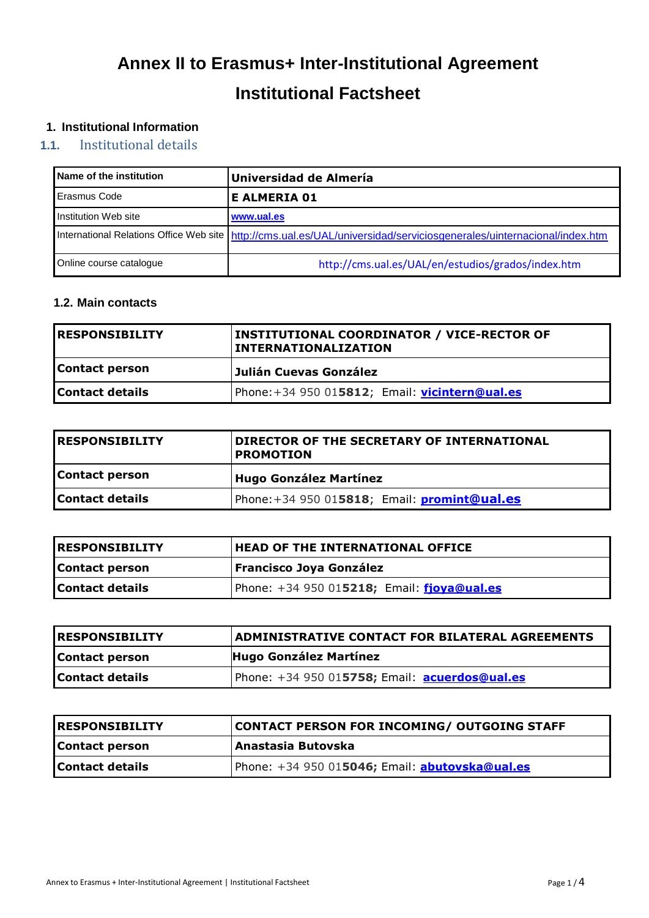# Annex II to Erasmus+ Inter-Institutional Agreement

# Institutional Factsheet

## 1. Institutional Information

### 1.1. Institutional details

| Name of the institution | **Universidad de Almería** |
|---|---|
| Erasmus Code | **E ALMERIA 01** |
| Institution Web site | www.ual.es |
| International Relations Office Web site | http://cms.ual.es/UAL/universidad/serviciosgenerales/uinternacional/index.htm |
| Online course catalogue | http://cms.ual.es/UAL/en/estudios/grados/index.htm |

### 1.2. Main contacts

| **RESPONSIBILITY** | **INSTITUTIONAL COORDINATOR / VICE-RECTOR OF INTERNATIONALIZATION** |
|---|---|
| **Contact person** | **Julián Cuevas González** |
| **Contact details** | Phone:+34 950 01**5812**; Email: **vicintern@ual.es** |

| **RESPONSIBILITY** | **DIRECTOR OF THE SECRETARY OF INTERNATIONAL PROMOTION** |
|---|---|
| **Contact person** | **Hugo González Martínez** |
| **Contact details** | Phone:+34 950 01**5818**; Email: **promint@ual.es** |

| **RESPONSIBILITY** | **HEAD OF THE INTERNATIONAL OFFICE** |
|---|---|
| **Contact person** | **Francisco Joya González** |
| **Contact details** | Phone: +34 950 01**5218;** Email: **fjoya@ual.es** |

| **RESPONSIBILITY** | **ADMINISTRATIVE CONTACT FOR BILATERAL AGREEMENTS** |
|---|---|
| **Contact person** | **Hugo González Martínez** |
| **Contact details** | Phone: +34 950 01**5758;** Email: **acuerdos@ual.es** |

| **RESPONSIBILITY** | **CONTACT PERSON FOR INCOMING/ OUTGOING STAFF** |
|---|---|
| **Contact person** | **Anastasia Butovska** |
| **Contact details** | Phone: +34 950 01**5046;** Email: **abutovska@ual.es** |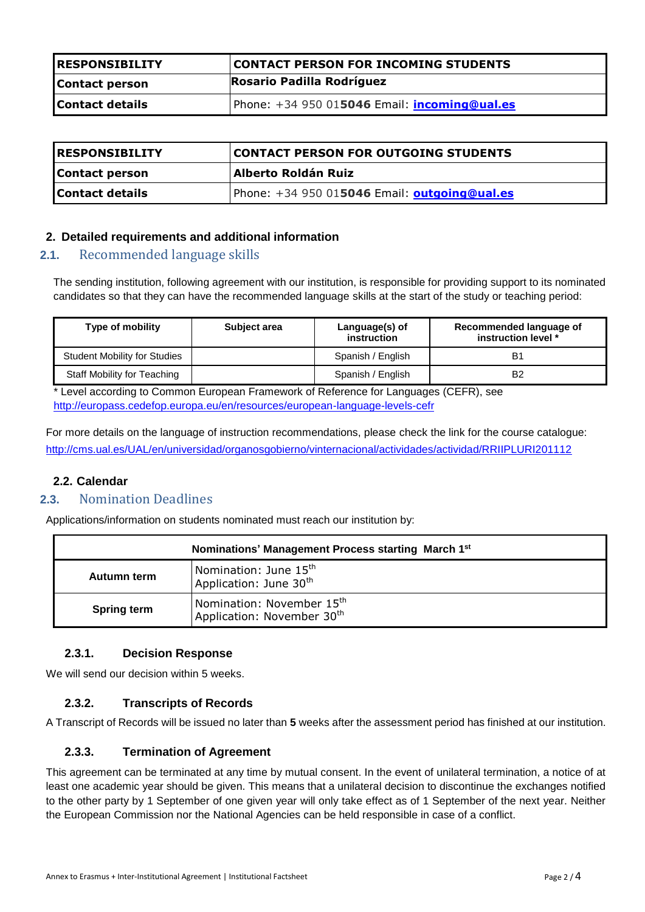| RESPONSIBILITY | CONTACT PERSON FOR INCOMING STUDENTS |
|---|---|
| Contact person | Rosario Padilla Rodríguez |
| Contact details | Phone: +34 950 01**5046** Email: **incoming@ual.es** |

| RESPONSIBILITY | CONTACT PERSON FOR OUTGOING STUDENTS |
|---|---|
| Contact person | Alberto Roldán Ruiz |
| Contact details | Phone: +34 950 01**5046** Email: **outgoing@ual.es** |

## 2. Detailed requirements and additional information

### 2.1. Recommended language skills

The sending institution, following agreement with our institution, is responsible for providing support to its nominated candidates so that they can have the recommended language skills at the start of the study or teaching period:

| Type of mobility | Subject area | Language(s) of instruction | Recommended language of instruction level * |
|---|---|---|---|
| Student Mobility for Studies | | Spanish / English | B1 |
| Staff Mobility for Teaching | | Spanish / English | B2 |

* Level according to Common European Framework of Reference for Languages (CEFR), see http://europass.cedefop.europa.eu/en/resources/european-language-levels-cefr

For more details on the language of instruction recommendations, please check the link for the course catalogue: http://cms.ual.es/UAL/en/universidad/organosgobierno/vinternacional/actividades/actividad/RRIIPLURI201112

### 2.2. Calendar

### 2.3. Nomination Deadlines

Applications/information on students nominated must reach our institution by:

| Nominations' Management Process starting March 1st | |
|---|---|
| Autumn term | Nomination: June 15th<br>Application: June 30th |
| Spring term | Nomination: November 15th<br>Application: November 30th |

#### 2.3.1. Decision Response

We will send our decision within 5 weeks.

#### 2.3.2. Transcripts of Records

A Transcript of Records will be issued no later than **5** weeks after the assessment period has finished at our institution.

#### 2.3.3. Termination of Agreement

This agreement can be terminated at any time by mutual consent. In the event of unilateral termination, a notice of at least one academic year should be given. This means that a unilateral decision to discontinue the exchanges notified to the other party by 1 September of one given year will only take effect as of 1 September of the next year. Neither the European Commission nor the National Agencies can be held responsible in case of a conflict.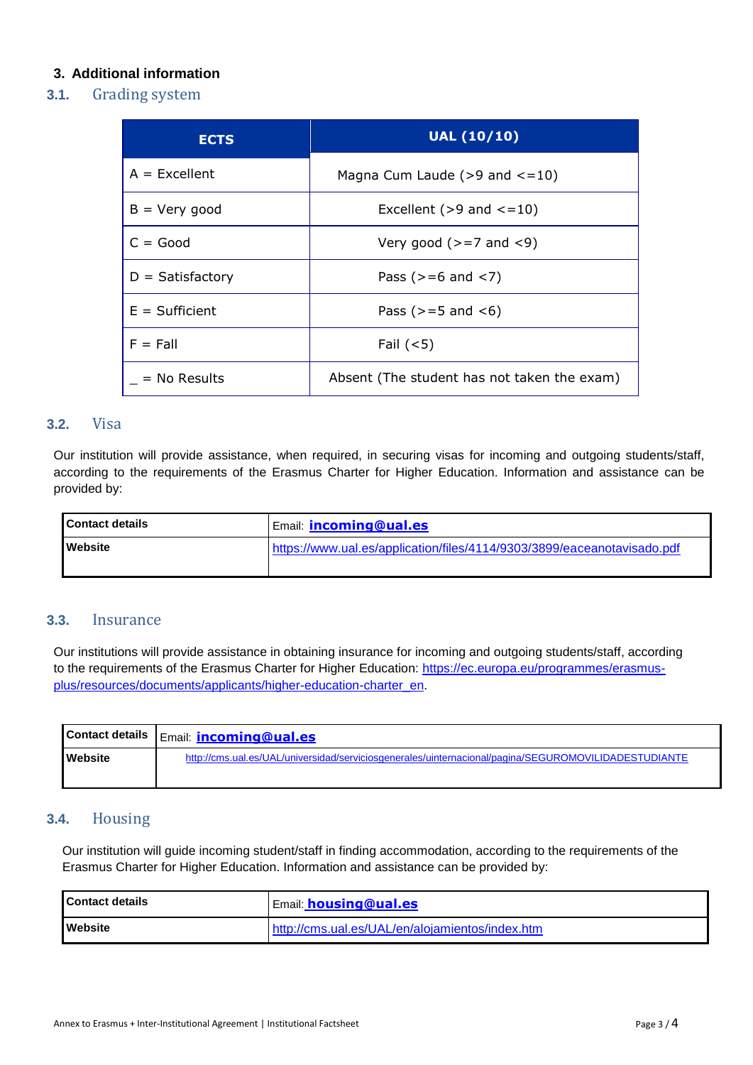## 3. Additional information

### 3.1. Grading system

| ECTS | UAL (10/10) |
| --- | --- |
| A = Excellent | Magna Cum Laude (>9 and <=10) |
| B = Very good | Excellent (>9 and <=10) |
| C = Good | Very good (>=7 and <9) |
| D = Satisfactory | Pass (>=6 and <7) |
| E = Sufficient | Pass (>=5 and <6) |
| F = Fall | Fail (<5) |
| _ = No Results | Absent (The student has not taken the exam) |

### 3.2. Visa

Our institution will provide assistance, when required, in securing visas for incoming and outgoing students/staff, according to the requirements of the Erasmus Charter for Higher Education. Information and assistance can be provided by:

| Contact details | Email: **incoming@ual.es** |
| --- | --- |
| Website | https://www.ual.es/application/files/4114/9303/3899/eaceanotavisado.pdf |

### 3.3. Insurance

Our institutions will provide assistance in obtaining insurance for incoming and outgoing students/staff, according to the requirements of the Erasmus Charter for Higher Education: https://ec.europa.eu/programmes/erasmus-plus/resources/documents/applicants/higher-education-charter_en.

| Contact details | Email: **incoming@ual.es** |
| --- | --- |
| Website | http://cms.ual.es/UAL/universidad/serviciosgenerales/uinternacional/pagina/SEGUROMOVILIDADESTUDIANTE |

### 3.4. Housing

Our institution will guide incoming student/staff in finding accommodation, according to the requirements of the Erasmus Charter for Higher Education. Information and assistance can be provided by:

| Contact details | Email: **housing@ual.es** |
| --- | --- |
| Website | http://cms.ual.es/UAL/en/alojamientos/index.htm |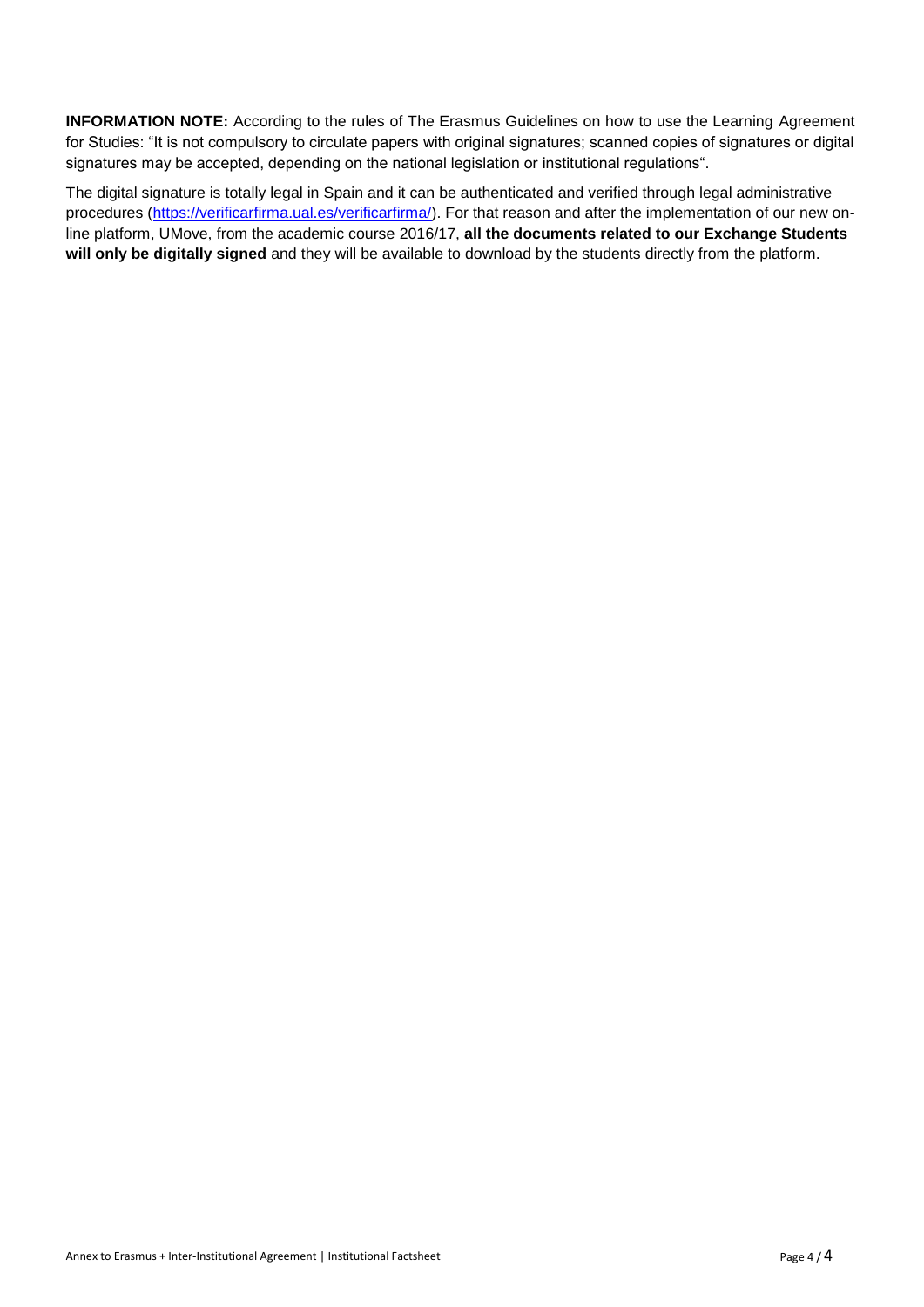**INFORMATION NOTE:** According to the rules of The Erasmus Guidelines on how to use the Learning Agreement for Studies: "It is not compulsory to circulate papers with original signatures; scanned copies of signatures or digital signatures may be accepted, depending on the national legislation or institutional regulations".

The digital signature is totally legal in Spain and it can be authenticated and verified through legal administrative procedures (https://verificarfirma.ual.es/verificarfirma/). For that reason and after the implementation of our new on-line platform, UMove, from the academic course 2016/17, **all the documents related to our Exchange Students will only be digitally signed** and they will be available to download by the students directly from the platform.